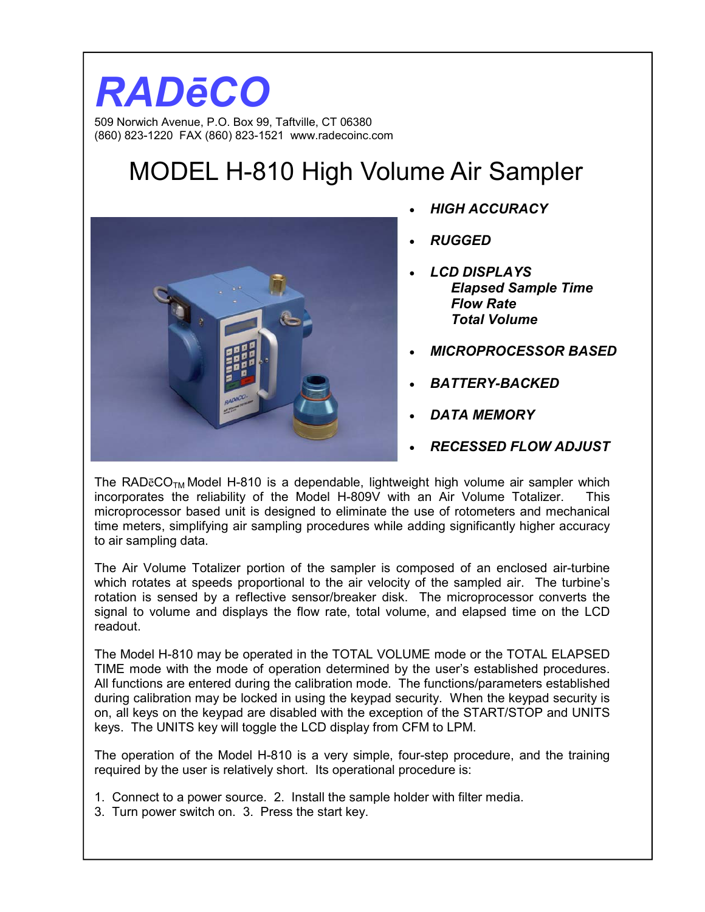# RADēCO

509 Norwich Avenue, P.O. Box 99, Taftville, CT 06380
(860) 823-1220  FAX (860) 823-1521  www.radecoinc.com

## MODEL H-810 High Volume Air Sampler

- ***HIGH ACCURACY***
- ***RUGGED***
- ***LCD DISPLAYS***
  - ***Elapsed Sample Time***
  - ***Flow Rate***
  - ***Total Volume***
- ***MICROPROCESSOR BASED***
- ***BATTERY-BACKED***
- ***DATA MEMORY***
- ***RECESSED FLOW ADJUST***

The RADēCO$_{TM}$ Model H-810 is a dependable, lightweight high volume air sampler which incorporates the reliability of the Model H-809V with an Air Volume Totalizer. This microprocessor based unit is designed to eliminate the use of rotometers and mechanical time meters, simplifying air sampling procedures while adding significantly higher accuracy to air sampling data.

The Air Volume Totalizer portion of the sampler is composed of an enclosed air-turbine which rotates at speeds proportional to the air velocity of the sampled air. The turbine's rotation is sensed by a reflective sensor/breaker disk. The microprocessor converts the signal to volume and displays the flow rate, total volume, and elapsed time on the LCD readout.

The Model H-810 may be operated in the TOTAL VOLUME mode or the TOTAL ELAPSED TIME mode with the mode of operation determined by the user's established procedures. All functions are entered during the calibration mode. The functions/parameters established during calibration may be locked in using the keypad security. When the keypad security is on, all keys on the keypad are disabled with the exception of the START/STOP and UNITS keys. The UNITS key will toggle the LCD display from CFM to LPM.

The operation of the Model H-810 is a very simple, four-step procedure, and the training required by the user is relatively short. Its operational procedure is:

1. Connect to a power source. 2. Install the sample holder with filter media.
3. Turn power switch on. 3. Press the start key.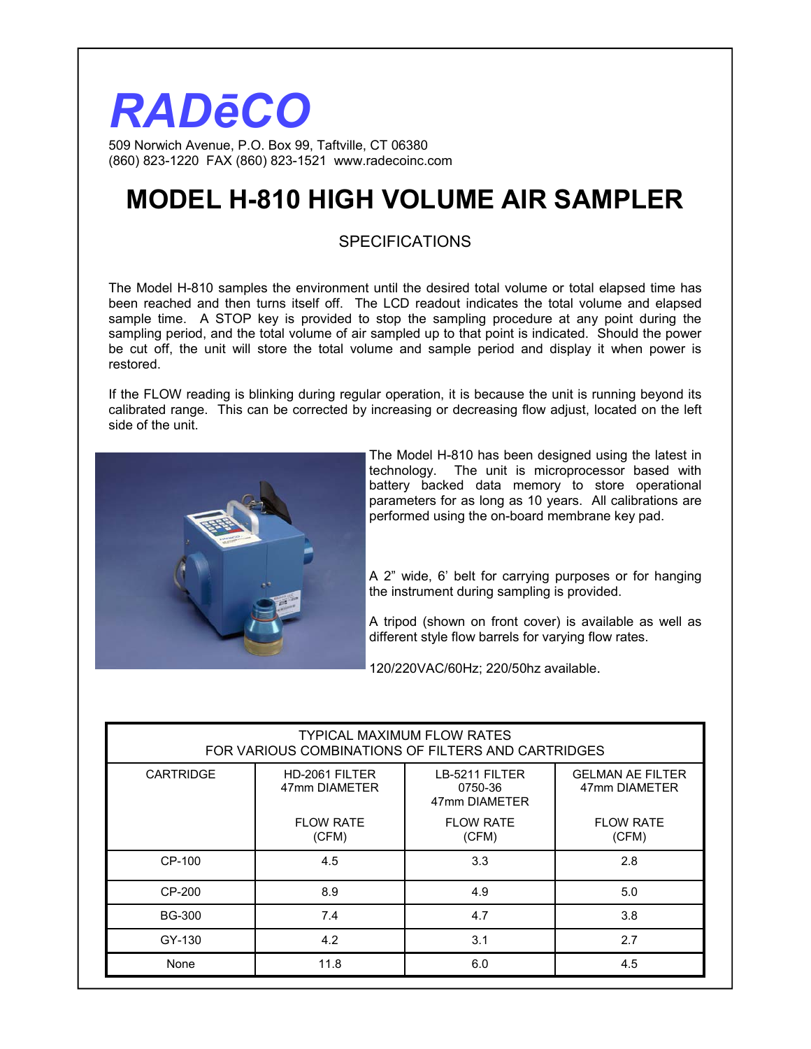# RADēCO

509 Norwich Avenue, P.O. Box 99, Taftville, CT 06380
(860) 823-1220 FAX (860) 823-1521 www.radecoinc.com

# MODEL H-810 HIGH VOLUME AIR SAMPLER

## SPECIFICATIONS

The Model H-810 samples the environment until the desired total volume or total elapsed time has been reached and then turns itself off. The LCD readout indicates the total volume and elapsed sample time. A STOP key is provided to stop the sampling procedure at any point during the sampling period, and the total volume of air sampled up to that point is indicated. Should the power be cut off, the unit will store the total volume and sample period and display it when power is restored.

If the FLOW reading is blinking during regular operation, it is because the unit is running beyond its calibrated range. This can be corrected by increasing or decreasing flow adjust, located on the left side of the unit.

The Model H-810 has been designed using the latest in technology. The unit is microprocessor based with battery backed data memory to store operational parameters for as long as 10 years. All calibrations are performed using the on-board membrane key pad.

A 2" wide, 6' belt for carrying purposes or for hanging the instrument during sampling is provided.

A tripod (shown on front cover) is available as well as different style flow barrels for varying flow rates.

120/220VAC/60Hz; 220/50hz available.

| TYPICAL MAXIMUM FLOW RATES FOR VARIOUS COMBINATIONS OF FILTERS AND CARTRIDGES | | | |
|---|---|---|---|
| CARTRIDGE | HD-2061 FILTER 47mm DIAMETER FLOW RATE (CFM) | LB-5211 FILTER 0750-36 47mm DIAMETER FLOW RATE (CFM) | GELMAN AE FILTER 47mm DIAMETER FLOW RATE (CFM) |
| CP-100 | 4.5 | 3.3 | 2.8 |
| CP-200 | 8.9 | 4.9 | 5.0 |
| BG-300 | 7.4 | 4.7 | 3.8 |
| GY-130 | 4.2 | 3.1 | 2.7 |
| None | 11.8 | 6.0 | 4.5 |